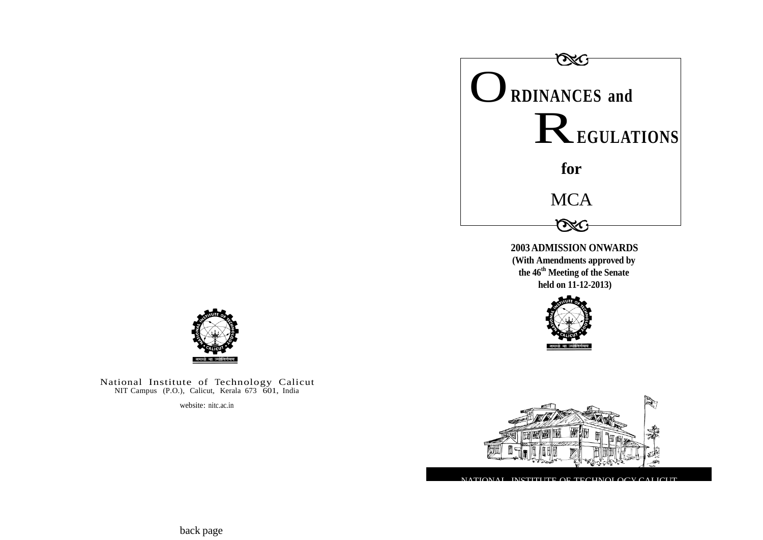National Institute of Technology Calicut
NIT Campus (P.O.), Calicut, Kerala 673 601, India

website: nitc.ac.in

back page

# ORDINANCES and REGULATIONS

## for

## MCA

**2003 ADMISSION ONWARDS**
**(With Amendments approved by the 46th Meeting of the Senate held on 11-12-2013)**

NATIONAL INSTITUTE OF TECHNOLOGY CALICUT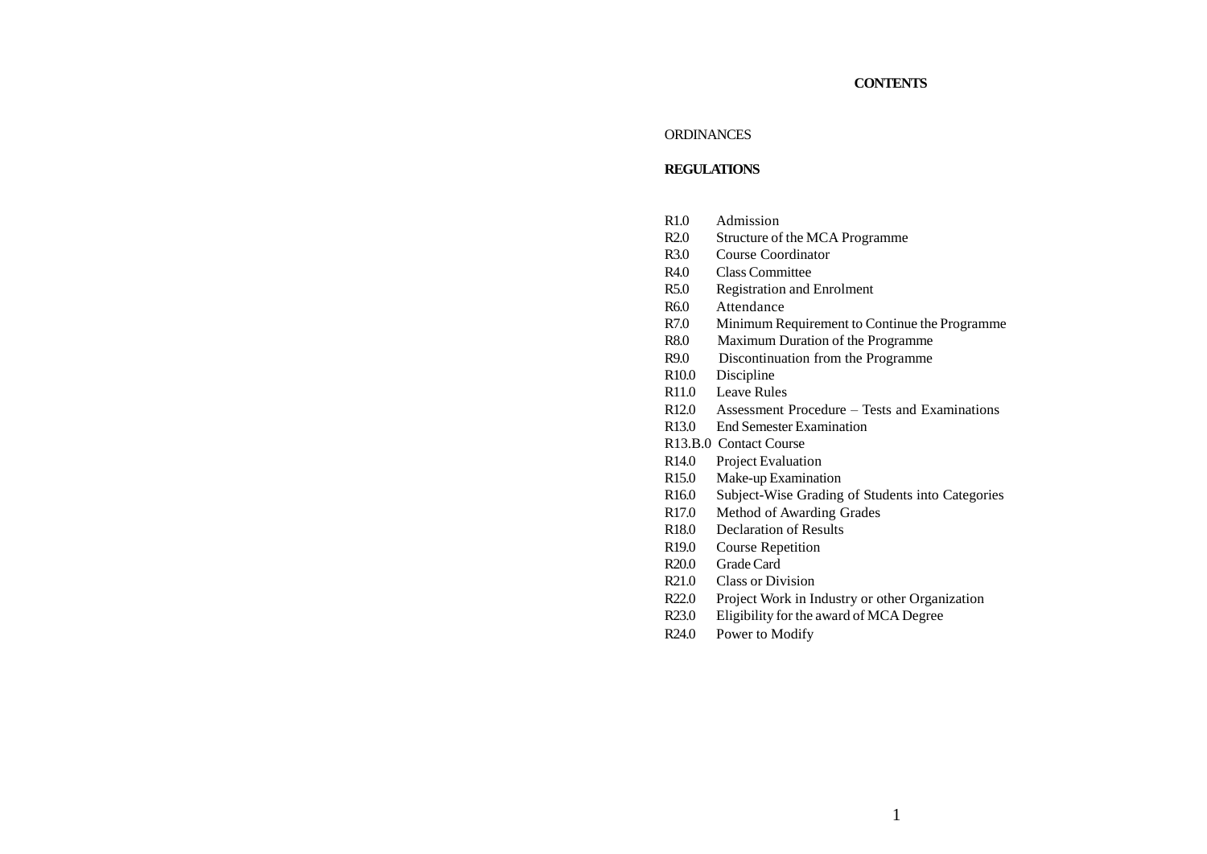# CONTENTS

ORDINANCES

**REGULATIONS**

| | |
|---|---|
| R1.0 | Admission |
| R2.0 | Structure of the MCA Programme |
| R3.0 | Course Coordinator |
| R4.0 | Class Committee |
| R5.0 | Registration and Enrolment |
| R6.0 | Attendance |
| R7.0 | Minimum Requirement to Continue the Programme |
| R8.0 | Maximum Duration of the Programme |
| R9.0 | Discontinuation from the Programme |
| R10.0 | Discipline |
| R11.0 | Leave Rules |
| R12.0 | Assessment Procedure – Tests and Examinations |
| R13.0 | End Semester Examination |
| R13.B.0 | Contact Course |
| R14.0 | Project Evaluation |
| R15.0 | Make-up Examination |
| R16.0 | Subject-Wise Grading of Students into Categories |
| R17.0 | Method of Awarding Grades |
| R18.0 | Declaration of Results |
| R19.0 | Course Repetition |
| R20.0 | Grade Card |
| R21.0 | Class or Division |
| R22.0 | Project Work in Industry or other Organization |
| R23.0 | Eligibility for the award of MCA Degree |
| R24.0 | Power to Modify |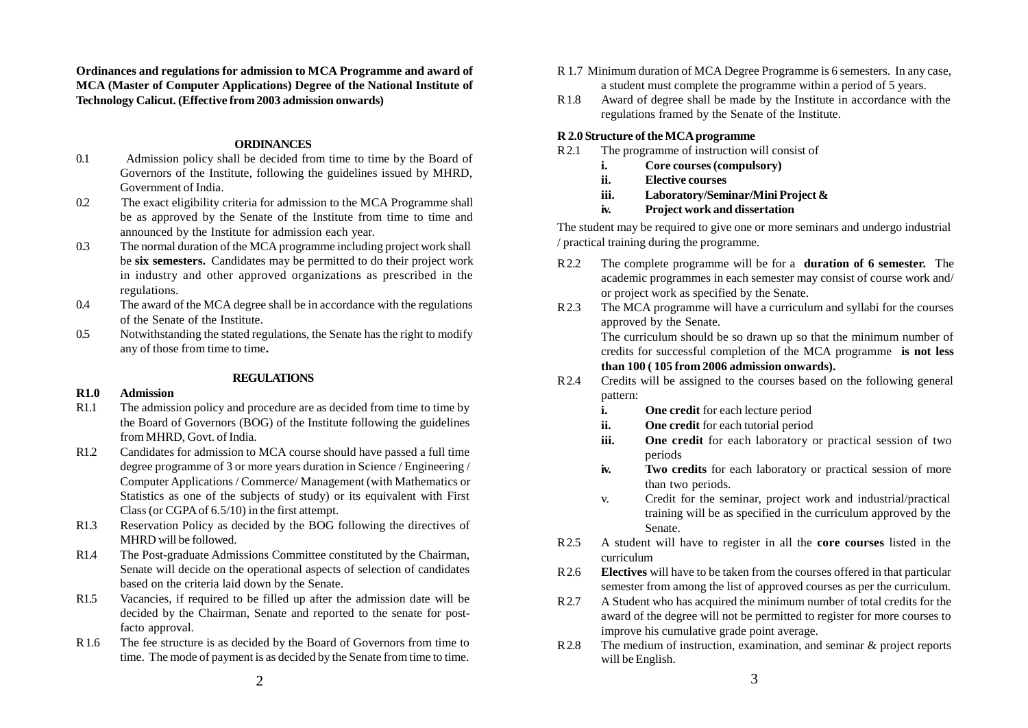**Ordinances and regulations for admission to MCA Programme and award of MCA (Master of Computer Applications) Degree of the National Institute of Technology Calicut. (Effective from 2003 admission onwards)**

## ORDINANCES

0.1 Admission policy shall be decided from time to time by the Board of Governors of the Institute, following the guidelines issued by MHRD, Government of India.

0.2 The exact eligibility criteria for admission to the MCA Programme shall be as approved by the Senate of the Institute from time to time and announced by the Institute for admission each year.

0.3 The normal duration of the MCA programme including project work shall be **six semesters.** Candidates may be permitted to do their project work in industry and other approved organizations as prescribed in the regulations.

0.4 The award of the MCA degree shall be in accordance with the regulations of the Senate of the Institute.

0.5 Notwithstanding the stated regulations, the Senate has the right to modify any of those from time to time**.**

## REGULATIONS

### R1.0 Admission

R1.1 The admission policy and procedure are as decided from time to time by the Board of Governors (BOG) of the Institute following the guidelines from MHRD, Govt. of India.

R1.2 Candidates for admission to MCA course should have passed a full time degree programme of 3 or more years duration in Science / Engineering / Computer Applications / Commerce/ Management (with Mathematics or Statistics as one of the subjects of study) or its equivalent with First Class (or CGPA of 6.5/10) in the first attempt.

R1.3 Reservation Policy as decided by the BOG following the directives of MHRD will be followed.

R1.4 The Post-graduate Admissions Committee constituted by the Chairman, Senate will decide on the operational aspects of selection of candidates based on the criteria laid down by the Senate.

R1.5 Vacancies, if required to be filled up after the admission date will be decided by the Chairman, Senate and reported to the senate for post-facto approval.

R 1.6 The fee structure is as decided by the Board of Governors from time to time. The mode of payment is as decided by the Senate from time to time.

R 1.7 Minimum duration of MCA Degree Programme is 6 semesters. In any case, a student must complete the programme within a period of 5 years.

R 1.8 Award of degree shall be made by the Institute in accordance with the regulations framed by the Senate of the Institute.

### R 2.0 Structure of the MCA programme

R 2.1 The programme of instruction will consist of

- **i. Core courses (compulsory)**
- **ii. Elective courses**
- **iii. Laboratory/Seminar/Mini Project &**
- **iv. Project work and dissertation**

The student may be required to give one or more seminars and undergo industrial / practical training during the programme.

R 2.2 The complete programme will be for a **duration of 6 semester.** The academic programmes in each semester may consist of course work and/ or project work as specified by the Senate.

R 2.3 The MCA programme will have a curriculum and syllabi for the courses approved by the Senate.
The curriculum should be so drawn up so that the minimum number of credits for successful completion of the MCA programme **is not less than 100 ( 105 from 2006 admission onwards).**

R 2.4 Credits will be assigned to the courses based on the following general pattern:

- **i. One credit** for each lecture period
- **ii. One credit** for each tutorial period
- **iii. One credit** for each laboratory or practical session of two periods
- **iv. Two credits** for each laboratory or practical session of more than two periods.
- v. Credit for the seminar, project work and industrial/practical training will be as specified in the curriculum approved by the Senate.

R 2.5 A student will have to register in all the **core courses** listed in the curriculum

R 2.6 **Electives** will have to be taken from the courses offered in that particular semester from among the list of approved courses as per the curriculum.

R 2.7 A Student who has acquired the minimum number of total credits for the award of the degree will not be permitted to register for more courses to improve his cumulative grade point average.

R 2.8 The medium of instruction, examination, and seminar & project reports will be English.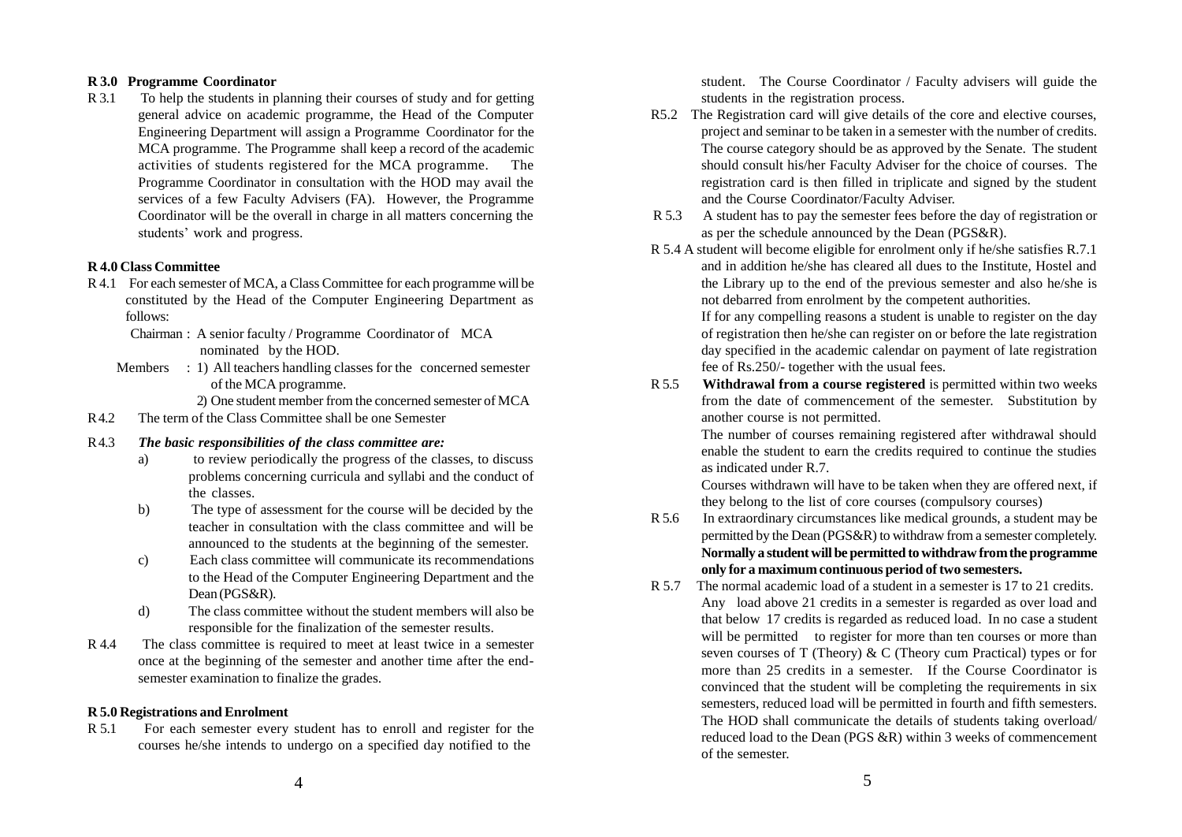### R 3.0 Programme Coordinator

R 3.1 To help the students in planning their courses of study and for getting general advice on academic programme, the Head of the Computer Engineering Department will assign a Programme Coordinator for the MCA programme. The Programme shall keep a record of the academic activities of students registered for the MCA programme. The Programme Coordinator in consultation with the HOD may avail the services of a few Faculty Advisers (FA). However, the Programme Coordinator will be the overall in charge in all matters concerning the students' work and progress.

### R 4.0 Class Committee

R 4.1 For each semester of MCA, a Class Committee for each programme will be constituted by the Head of the Computer Engineering Department as follows:

Chairman : A senior faculty / Programme Coordinator of MCA nominated by the HOD.

Members : 1) All teachers handling classes for the concerned semester of the MCA programme.

2) One student member from the concerned semester of MCA

R 4.2 The term of the Class Committee shall be one Semester

R 4.3 ***The basic responsibilities of the class committee are:***

a) to review periodically the progress of the classes, to discuss problems concerning curricula and syllabi and the conduct of the classes.

b) The type of assessment for the course will be decided by the teacher in consultation with the class committee and will be announced to the students at the beginning of the semester.

c) Each class committee will communicate its recommendations to the Head of the Computer Engineering Department and the Dean (PGS&R).

d) The class committee without the student members will also be responsible for the finalization of the semester results.

R 4.4 The class committee is required to meet at least twice in a semester once at the beginning of the semester and another time after the end-semester examination to finalize the grades.

### R 5.0 Registrations and Enrolment

R 5.1 For each semester every student has to enroll and register for the courses he/she intends to undergo on a specified day notified to the student. The Course Coordinator / Faculty advisers will guide the students in the registration process.

R5.2 The Registration card will give details of the core and elective courses, project and seminar to be taken in a semester with the number of credits. The course category should be as approved by the Senate. The student should consult his/her Faculty Adviser for the choice of courses. The registration card is then filled in triplicate and signed by the student and the Course Coordinator/Faculty Adviser.

R 5.3 A student has to pay the semester fees before the day of registration or as per the schedule announced by the Dean (PGS&R).

R 5.4 A student will become eligible for enrolment only if he/she satisfies R.7.1 and in addition he/she has cleared all dues to the Institute, Hostel and the Library up to the end of the previous semester and also he/she is not debarred from enrolment by the competent authorities.

If for any compelling reasons a student is unable to register on the day of registration then he/she can register on or before the late registration day specified in the academic calendar on payment of late registration fee of Rs.250/- together with the usual fees.

R 5.5 **Withdrawal from a course registered** is permitted within two weeks from the date of commencement of the semester. Substitution by another course is not permitted.

The number of courses remaining registered after withdrawal should enable the student to earn the credits required to continue the studies as indicated under R.7.

Courses withdrawn will have to be taken when they are offered next, if they belong to the list of core courses (compulsory courses)

R 5.6 In extraordinary circumstances like medical grounds, a student may be permitted by the Dean (PGS&R) to withdraw from a semester completely. **Normally a student will be permitted to withdraw from the programme only for a maximum continuous period of two semesters.**

R 5.7 The normal academic load of a student in a semester is 17 to 21 credits. Any load above 21 credits in a semester is regarded as over load and that below 17 credits is regarded as reduced load. In no case a student will be permitted to register for more than ten courses or more than seven courses of T (Theory) & C (Theory cum Practical) types or for more than 25 credits in a semester. If the Course Coordinator is convinced that the student will be completing the requirements in six semesters, reduced load will be permitted in fourth and fifth semesters. The HOD shall communicate the details of students taking overload/ reduced load to the Dean (PGS &R) within 3 weeks of commencement of the semester.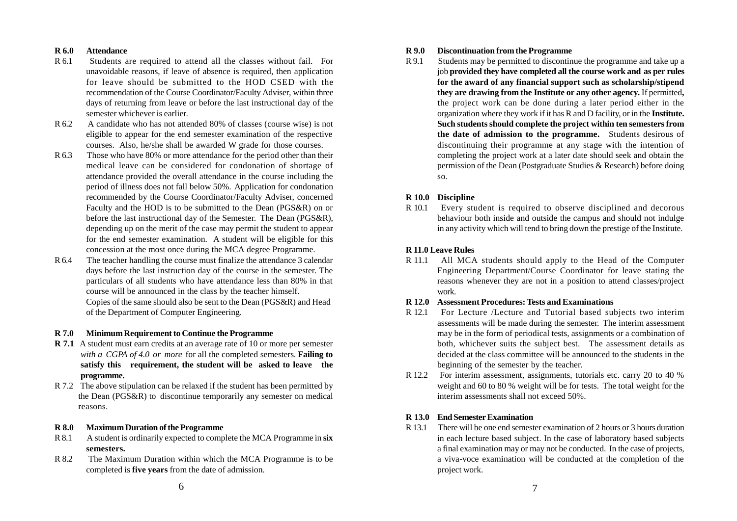**R 6.0 Attendance**

R 6.1 Students are required to attend all the classes without fail. For unavoidable reasons, if leave of absence is required, then application for leave should be submitted to the HOD CSED with the recommendation of the Course Coordinator/Faculty Adviser, within three days of returning from leave or before the last instructional day of the semester whichever is earlier.

R 6.2 A candidate who has not attended 80% of classes (course wise) is not eligible to appear for the end semester examination of the respective courses. Also, he/she shall be awarded W grade for those courses.

R 6.3 Those who have 80% or more attendance for the period other than their medical leave can be considered for condonation of shortage of attendance provided the overall attendance in the course including the period of illness does not fall below 50%. Application for condonation recommended by the Course Coordinator/Faculty Adviser, concerned Faculty and the HOD is to be submitted to the Dean (PGS&R) on or before the last instructional day of the Semester. The Dean (PGS&R), depending up on the merit of the case may permit the student to appear for the end semester examination. A student will be eligible for this concession at the most once during the MCA degree Programme.

R 6.4 The teacher handling the course must finalize the attendance 3 calendar days before the last instruction day of the course in the semester. The particulars of all students who have attendance less than 80% in that course will be announced in the class by the teacher himself. Copies of the same should also be sent to the Dean (PGS&R) and Head of the Department of Computer Engineering.

**R 7.0 Minimum Requirement to Continue the Programme**

**R 7.1** A student must earn credits at an average rate of 10 or more per semester *with a CGPA of 4.0 or more* for all the completed semesters. **Failing to satisfy this requirement, the student will be asked to leave the programme.**

R 7.2 The above stipulation can be relaxed if the student has been permitted by the Dean (PGS&R) to discontinue temporarily any semester on medical reasons.

**R 8.0 Maximum Duration of the Programme**

R 8.1 A student is ordinarily expected to complete the MCA Programme in **six semesters.**

R 8.2 The Maximum Duration within which the MCA Programme is to be completed is **five years** from the date of admission.

**R 9.0 Discontinuation from the Programme**

R 9.1 Students may be permitted to discontinue the programme and take up a job **provided they have completed all the course work and as per rules for the award of any financial support such as scholarship/stipend they are drawing from the Institute or any other agency.** If permitted**, t**he project work can be done during a later period either in the organization where they work if it has R and D facility, or in the **Institute. Such students should complete the project within ten semesters from the date of admission to the programme.** Students desirous of discontinuing their programme at any stage with the intention of completing the project work at a later date should seek and obtain the permission of the Dean (Postgraduate Studies & Research) before doing so.

**R 10.0 Discipline**

R 10.1 Every student is required to observe disciplined and decorous behaviour both inside and outside the campus and should not indulge in any activity which will tend to bring down the prestige of the Institute.

**R 11.0 Leave Rules**

R 11.1 All MCA students should apply to the Head of the Computer Engineering Department/Course Coordinator for leave stating the reasons whenever they are not in a position to attend classes/project work.

**R 12.0 Assessment Procedures: Tests and Examinations**

R 12.1 For Lecture /Lecture and Tutorial based subjects two interim assessments will be made during the semester. The interim assessment may be in the form of periodical tests, assignments or a combination of both, whichever suits the subject best. The assessment details as decided at the class committee will be announced to the students in the beginning of the semester by the teacher.

R 12.2 For interim assessment, assignments, tutorials etc. carry 20 to 40 % weight and 60 to 80 % weight will be for tests. The total weight for the interim assessments shall not exceed 50%.

**R 13.0 End Semester Examination**

R 13.1 There will be one end semester examination of 2 hours or 3 hours duration in each lecture based subject. In the case of laboratory based subjects a final examination may or may not be conducted. In the case of projects, a viva-voce examination will be conducted at the completion of the project work.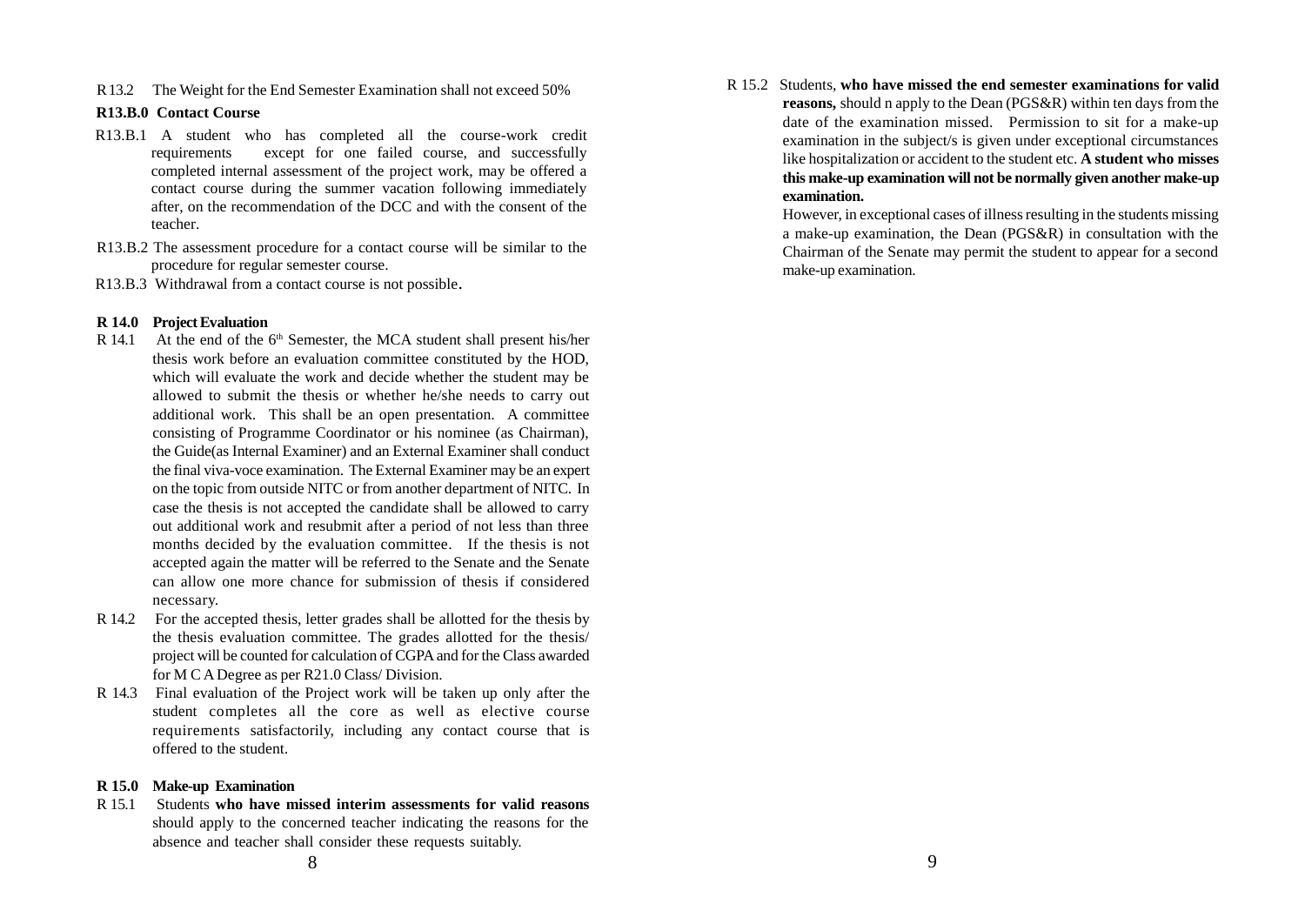R 13.2 The Weight for the End Semester Examination shall not exceed 50%

**R13.B.0 Contact Course**

R13.B.1 A student who has completed all the course-work credit requirements except for one failed course, and successfully completed internal assessment of the project work, may be offered a contact course during the summer vacation following immediately after, on the recommendation of the DCC and with the consent of the teacher.

R13.B.2 The assessment procedure for a contact course will be similar to the procedure for regular semester course.

R13.B.3 Withdrawal from a contact course is not possible.

**R 14.0 Project Evaluation**

R 14.1 At the end of the $6^{th}$ Semester, the MCA student shall present his/her thesis work before an evaluation committee constituted by the HOD, which will evaluate the work and decide whether the student may be allowed to submit the thesis or whether he/she needs to carry out additional work. This shall be an open presentation. A committee consisting of Programme Coordinator or his nominee (as Chairman), the Guide(as Internal Examiner) and an External Examiner shall conduct the final viva-voce examination. The External Examiner may be an expert on the topic from outside NITC or from another department of NITC. In case the thesis is not accepted the candidate shall be allowed to carry out additional work and resubmit after a period of not less than three months decided by the evaluation committee. If the thesis is not accepted again the matter will be referred to the Senate and the Senate can allow one more chance for submission of thesis if considered necessary.

R 14.2 For the accepted thesis, letter grades shall be allotted for the thesis by the thesis evaluation committee. The grades allotted for the thesis/ project will be counted for calculation of CGPA and for the Class awarded for M C A Degree as per R21.0 Class/ Division.

R 14.3 Final evaluation of the Project work will be taken up only after the student completes all the core as well as elective course requirements satisfactorily, including any contact course that is offered to the student.

**R 15.0 Make-up Examination**

R 15.1 Students **who have missed interim assessments for valid reasons** should apply to the concerned teacher indicating the reasons for the absence and teacher shall consider these requests suitably.

R 15.2 Students, **who have missed the end semester examinations for valid reasons,** should n apply to the Dean (PGS&R) within ten days from the date of the examination missed. Permission to sit for a make-up examination in the subject/s is given under exceptional circumstances like hospitalization or accident to the student etc. **A student who misses this make-up examination will not be normally given another make-up examination.**

However, in exceptional cases of illness resulting in the students missing a make-up examination, the Dean (PGS&R) in consultation with the Chairman of the Senate may permit the student to appear for a second make-up examination.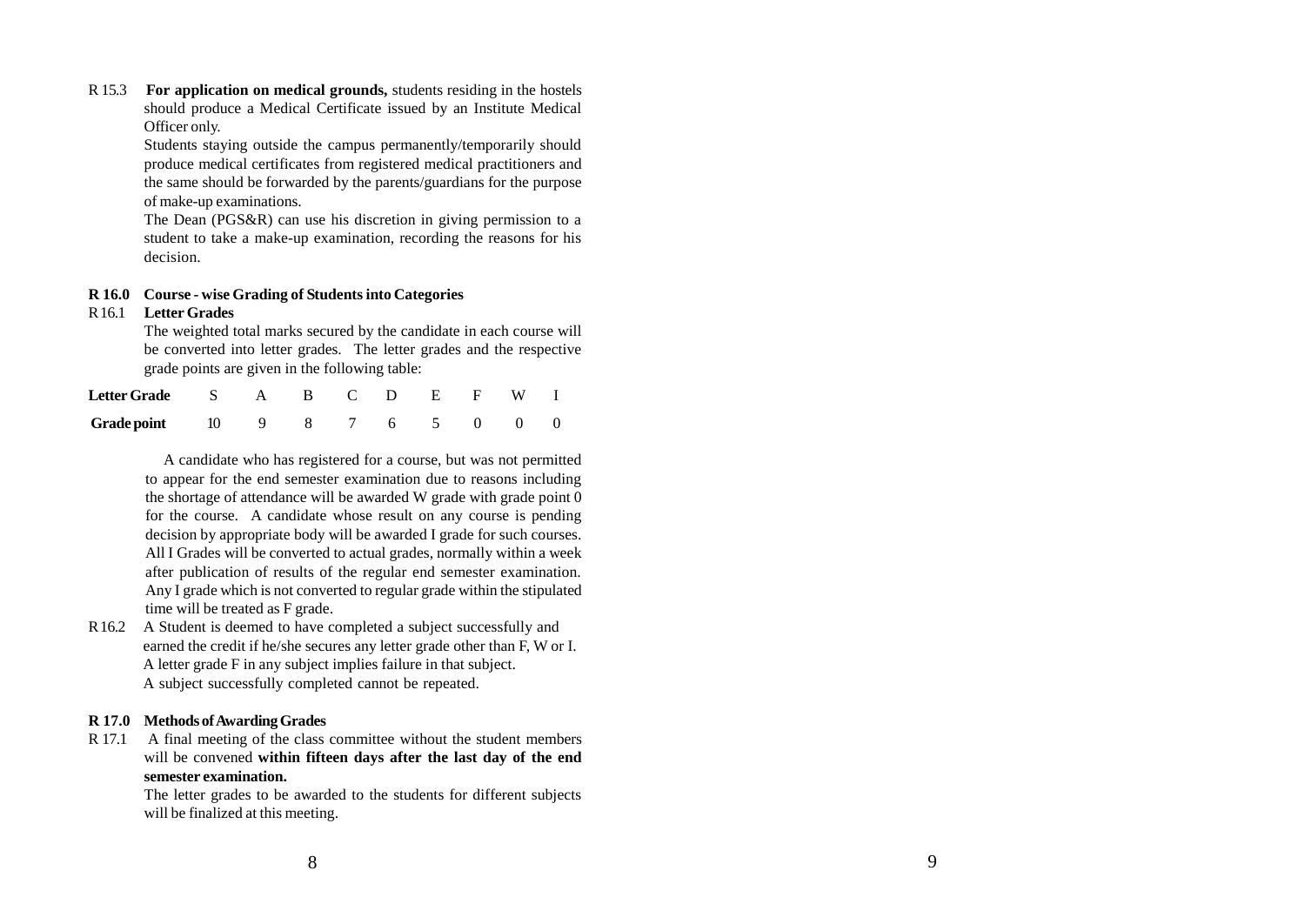R 15.3 **For application on medical grounds,** students residing in the hostels should produce a Medical Certificate issued by an Institute Medical Officer only.

Students staying outside the campus permanently/temporarily should produce medical certificates from registered medical practitioners and the same should be forwarded by the parents/guardians for the purpose of make-up examinations.

The Dean (PGS&R) can use his discretion in giving permission to a student to take a make-up examination, recording the reasons for his decision.

## R 16.0 Course - wise Grading of Students into Categories

### R 16.1 Letter Grades

The weighted total marks secured by the candidate in each course will be converted into letter grades. The letter grades and the respective grade points are given in the following table:

| **Letter Grade** | S | A | B | C | D | E | F | W | I |
|---|---|---|---|---|---|---|---|---|---|
| **Grade point** | 10 | 9 | 8 | 7 | 6 | 5 | 0 | 0 | 0 |

A candidate who has registered for a course, but was not permitted to appear for the end semester examination due to reasons including the shortage of attendance will be awarded W grade with grade point 0 for the course. A candidate whose result on any course is pending decision by appropriate body will be awarded I grade for such courses. All I Grades will be converted to actual grades, normally within a week after publication of results of the regular end semester examination. Any I grade which is not converted to regular grade within the stipulated time will be treated as F grade.

R 16.2 A Student is deemed to have completed a subject successfully and earned the credit if he/she secures any letter grade other than F, W or I. A letter grade F in any subject implies failure in that subject. A subject successfully completed cannot be repeated.

## R 17.0 Methods of Awarding Grades

R 17.1 A final meeting of the class committee without the student members will be convened **within fifteen days after the last day of the end semester examination.**

The letter grades to be awarded to the students for different subjects will be finalized at this meeting.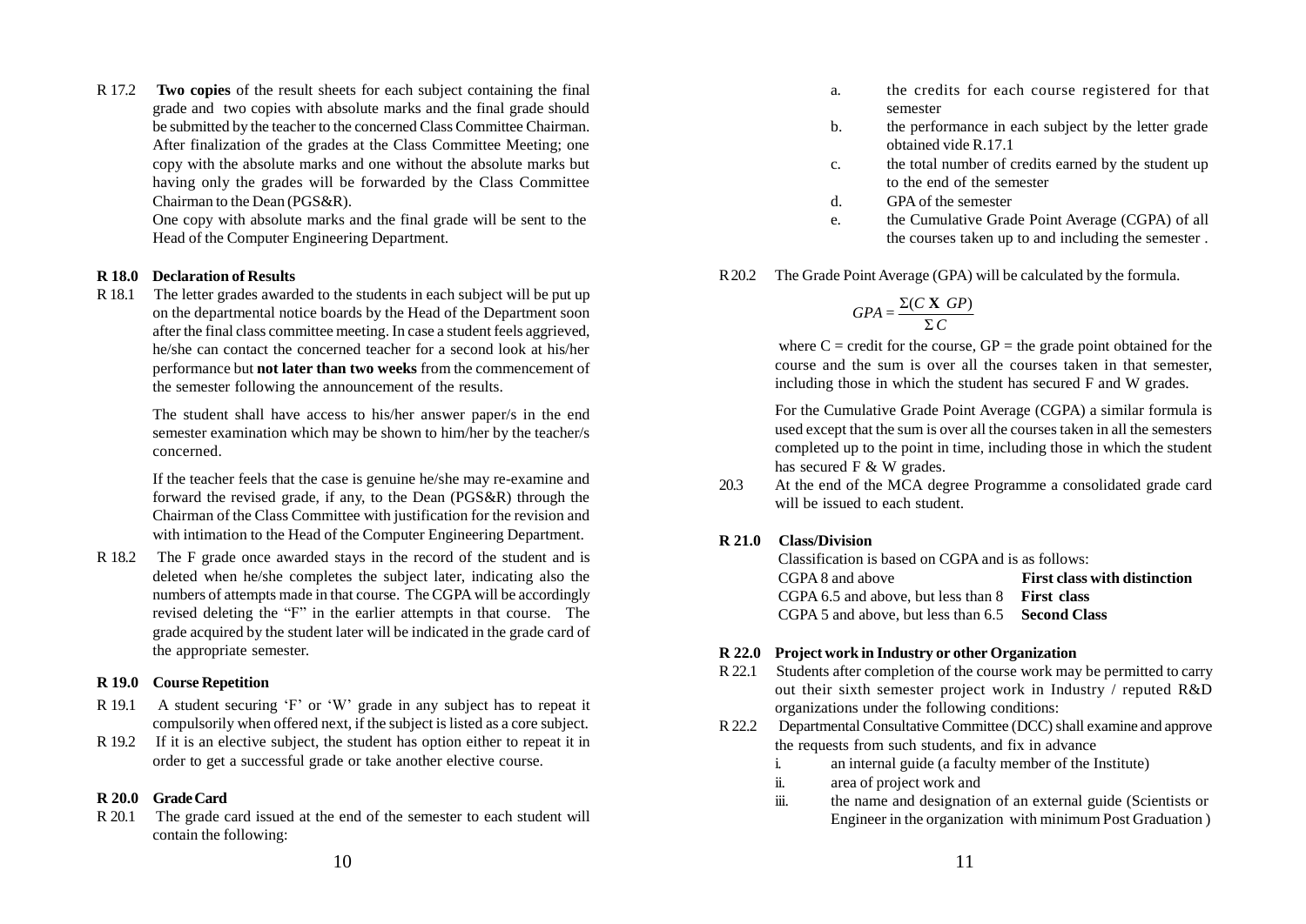R 17.2 **Two copies** of the result sheets for each subject containing the final grade and two copies with absolute marks and the final grade should be submitted by the teacher to the concerned Class Committee Chairman. After finalization of the grades at the Class Committee Meeting; one copy with the absolute marks and one without the absolute marks but having only the grades will be forwarded by the Class Committee Chairman to the Dean (PGS&R).

One copy with absolute marks and the final grade will be sent to the Head of the Computer Engineering Department.

**R 18.0 Declaration of Results**

R 18.1 The letter grades awarded to the students in each subject will be put up on the departmental notice boards by the Head of the Department soon after the final class committee meeting. In case a student feels aggrieved, he/she can contact the concerned teacher for a second look at his/her performance but **not later than two weeks** from the commencement of the semester following the announcement of the results.

The student shall have access to his/her answer paper/s in the end semester examination which may be shown to him/her by the teacher/s concerned.

If the teacher feels that the case is genuine he/she may re-examine and forward the revised grade, if any, to the Dean (PGS&R) through the Chairman of the Class Committee with justification for the revision and with intimation to the Head of the Computer Engineering Department.

R 18.2 The F grade once awarded stays in the record of the student and is deleted when he/she completes the subject later, indicating also the numbers of attempts made in that course. The CGPA will be accordingly revised deleting the "F" in the earlier attempts in that course. The grade acquired by the student later will be indicated in the grade card of the appropriate semester.

**R 19.0 Course Repetition**

R 19.1 A student securing 'F' or 'W' grade in any subject has to repeat it compulsorily when offered next, if the subject is listed as a core subject.

R 19.2 If it is an elective subject, the student has option either to repeat it in order to get a successful grade or take another elective course.

**R 20.0 Grade Card**

R 20.1 The grade card issued at the end of the semester to each student will contain the following:

a. the credits for each course registered for that semester
b. the performance in each subject by the letter grade obtained vide R.17.1
c. the total number of credits earned by the student up to the end of the semester
d. GPA of the semester
e. the Cumulative Grade Point Average (CGPA) of all the courses taken up to and including the semester .

R 20.2 The Grade Point Average (GPA) will be calculated by the formula.

$$GPA = \frac{\Sigma(C \times GP)}{\Sigma C}$$

where C = credit for the course, GP = the grade point obtained for the course and the sum is over all the courses taken in that semester, including those in which the student has secured F and W grades.

For the Cumulative Grade Point Average (CGPA) a similar formula is used except that the sum is over all the courses taken in all the semesters completed up to the point in time, including those in which the student has secured F & W grades.

20.3 At the end of the MCA degree Programme a consolidated grade card will be issued to each student.

**R 21.0 Class/Division**

Classification is based on CGPA and is as follows:

| | |
|---|---|
| CGPA 8 and above | **First class with distinction** |
| CGPA 6.5 and above, but less than 8 | **First class** |
| CGPA 5 and above, but less than 6.5 | **Second Class** |

**R 22.0 Project work in Industry or other Organization**

R 22.1 Students after completion of the course work may be permitted to carry out their sixth semester project work in Industry / reputed R&D organizations under the following conditions:

R 22.2 Departmental Consultative Committee (DCC) shall examine and approve the requests from such students, and fix in advance

i. an internal guide (a faculty member of the Institute)
ii. area of project work and
iii. the name and designation of an external guide (Scientists or Engineer in the organization with minimum Post Graduation )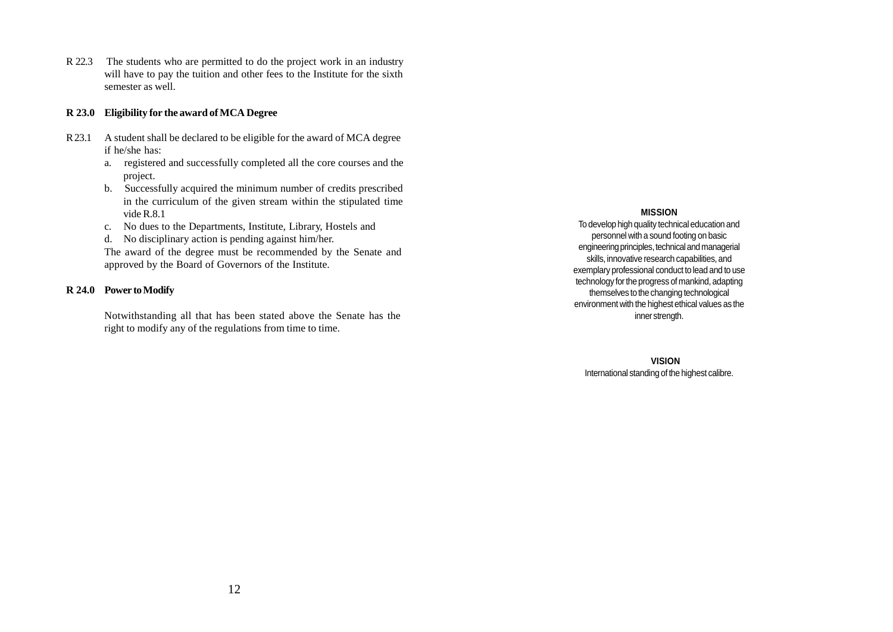R 22.3 The students who are permitted to do the project work in an industry will have to pay the tuition and other fees to the Institute for the sixth semester as well.

**R 23.0 Eligibility for the award of MCA Degree**

R 23.1 A student shall be declared to be eligible for the award of MCA degree if he/she has:

a. registered and successfully completed all the core courses and the project.
b. Successfully acquired the minimum number of credits prescribed in the curriculum of the given stream within the stipulated time vide R.8.1
c. No dues to the Departments, Institute, Library, Hostels and
d. No disciplinary action is pending against him/her.

The award of the degree must be recommended by the Senate and approved by the Board of Governors of the Institute.

**R 24.0 Power to Modify**

Notwithstanding all that has been stated above the Senate has the right to modify any of the regulations from time to time.

**MISSION**

To develop high quality technical education and personnel with a sound footing on basic engineering principles, technical and managerial skills, innovative research capabilities, and exemplary professional conduct to lead and to use technology for the progress of mankind, adapting themselves to the changing technological environment with the highest ethical values as the inner strength.

**VISION**

International standing of the highest calibre.